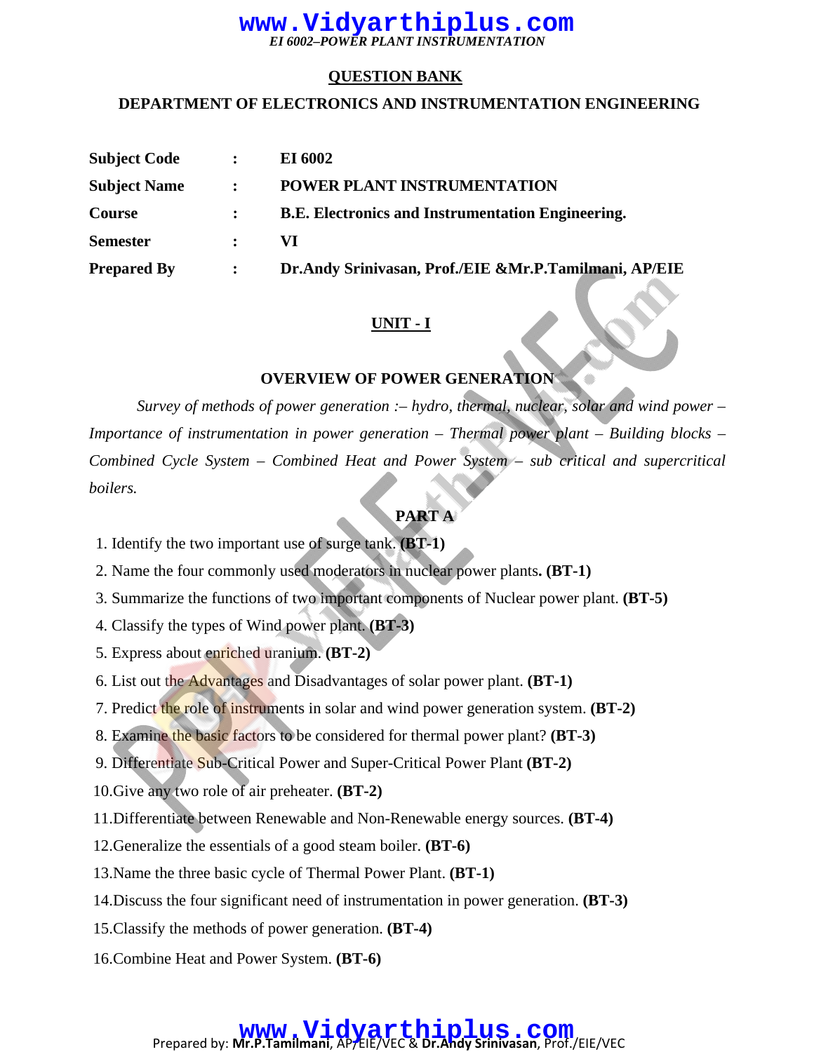## QUESTION BANK

## DEPARTMENT OF ELECTRONICS AND INSTRUMENTATION ENGINEERING

| | | |
|---|---|---|
| **Subject Code** | **:** | **EI 6002** |
| **Subject Name** | **:** | **POWER PLANT INSTRUMENTATION** |
| **Course** | **:** | **B.E. Electronics and Instrumentation Engineering.** |
| **Semester** | **:** | **VI** |
| **Prepared By** | **:** | **Dr.Andy Srinivasan, Prof./EIE &Mr.P.Tamilmani, AP/EIE** |

## UNIT - I

### OVERVIEW OF POWER GENERATION

*Survey of methods of power generation :– hydro, thermal, nuclear, solar and wind power – Importance of instrumentation in power generation – Thermal power plant – Building blocks – Combined Cycle System – Combined Heat and Power System – sub critical and supercritical boilers.*

### PART A

1. Identify the two important use of surge tank. **(BT-1)**
2. Name the four commonly used moderators in nuclear power plants**. (BT-1)**
3. Summarize the functions of two important components of Nuclear power plant. **(BT-5)**
4. Classify the types of Wind power plant. **(BT-3)**
5. Express about enriched uranium. **(BT-2)**
6. List out the Advantages and Disadvantages of solar power plant. **(BT-1)**
7. Predict the role of instruments in solar and wind power generation system. **(BT-2)**
8. Examine the basic factors to be considered for thermal power plant? **(BT-3)**
9. Differentiate Sub-Critical Power and Super-Critical Power Plant **(BT-2)**
10. Give any two role of air preheater. **(BT-2)**
11. Differentiate between Renewable and Non-Renewable energy sources. **(BT-4)**
12. Generalize the essentials of a good steam boiler. **(BT-6)**
13. Name the three basic cycle of Thermal Power Plant. **(BT-1)**
14. Discuss the four significant need of instrumentation in power generation. **(BT-3)**
15. Classify the methods of power generation. **(BT-4)**
16. Combine Heat and Power System. **(BT-6)**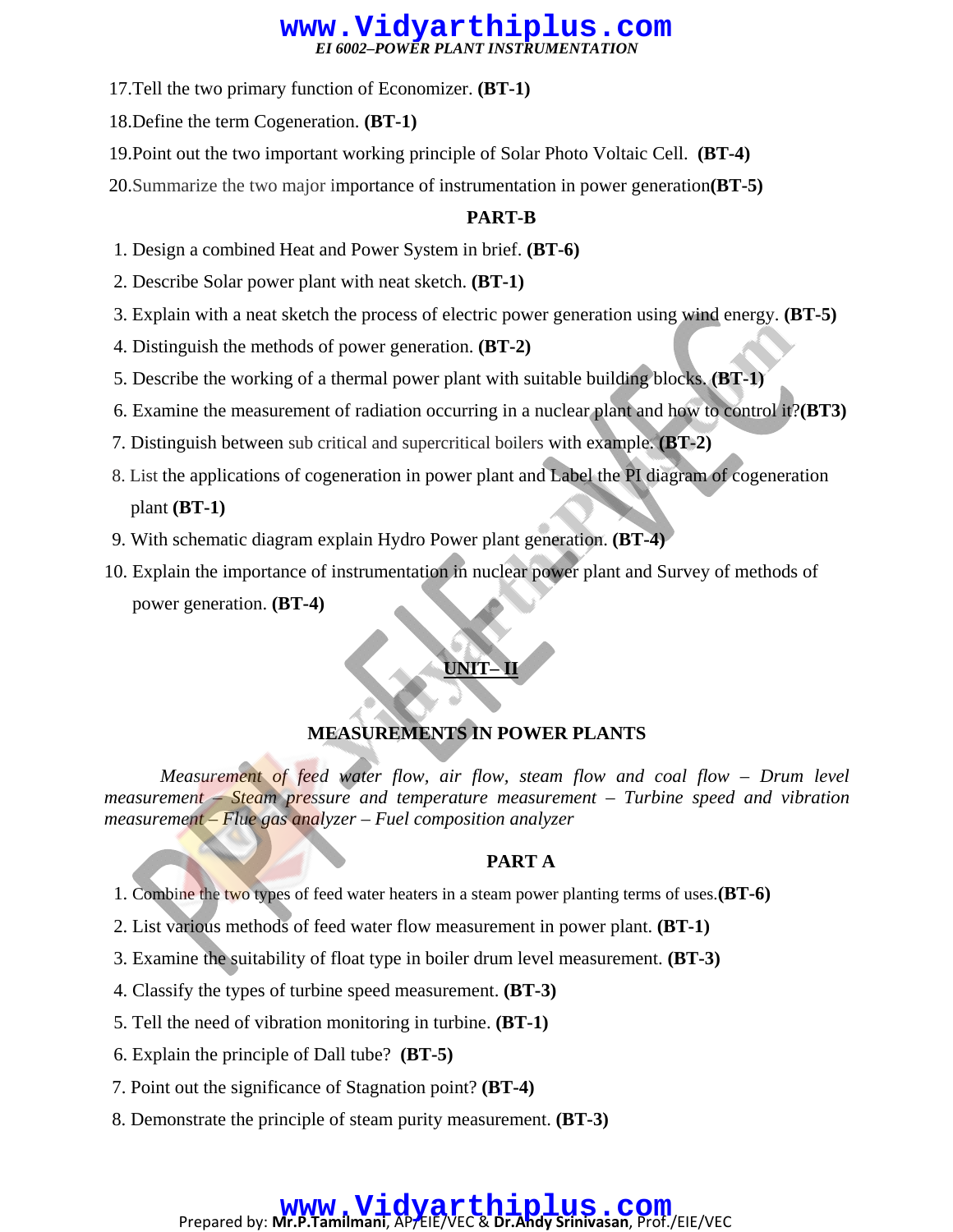17.Tell the two primary function of Economizer. **(BT-1)**

18.Define the term Cogeneration. **(BT-1)**

19.Point out the two important working principle of Solar Photo Voltaic Cell. **(BT-4)**

20.Summarize the two major importance of instrumentation in power generation**(BT-5)**

**PART-B**

1. Design a combined Heat and Power System in brief. **(BT-6)**
2. Describe Solar power plant with neat sketch. **(BT-1)**
3. Explain with a neat sketch the process of electric power generation using wind energy. **(BT-5)**
4. Distinguish the methods of power generation. **(BT-2)**
5. Describe the working of a thermal power plant with suitable building blocks. **(BT-1)**
6. Examine the measurement of radiation occurring in a nuclear plant and how to control it?**(BT3)**
7. Distinguish between sub critical and supercritical boilers with example. **(BT-2)**
8. List the applications of cogeneration in power plant and Label the PI diagram of cogeneration plant **(BT-1)**
9. With schematic diagram explain Hydro Power plant generation. **(BT-4)**
10. Explain the importance of instrumentation in nuclear power plant and Survey of methods of power generation. **(BT-4)**

## UNIT– II

## MEASUREMENTS IN POWER PLANTS

*Measurement of feed water flow, air flow, steam flow and coal flow – Drum level measurement – Steam pressure and temperature measurement – Turbine speed and vibration measurement – Flue gas analyzer – Fuel composition analyzer*

**PART A**

1. Combine the two types of feed water heaters in a steam power planting terms of uses.**(BT-6)**
2. List various methods of feed water flow measurement in power plant. **(BT-1)**
3. Examine the suitability of float type in boiler drum level measurement. **(BT-3)**
4. Classify the types of turbine speed measurement. **(BT-3)**
5. Tell the need of vibration monitoring in turbine. **(BT-1)**
6. Explain the principle of Dall tube? **(BT-5)**
7. Point out the significance of Stagnation point? **(BT-4)**
8. Demonstrate the principle of steam purity measurement. **(BT-3)**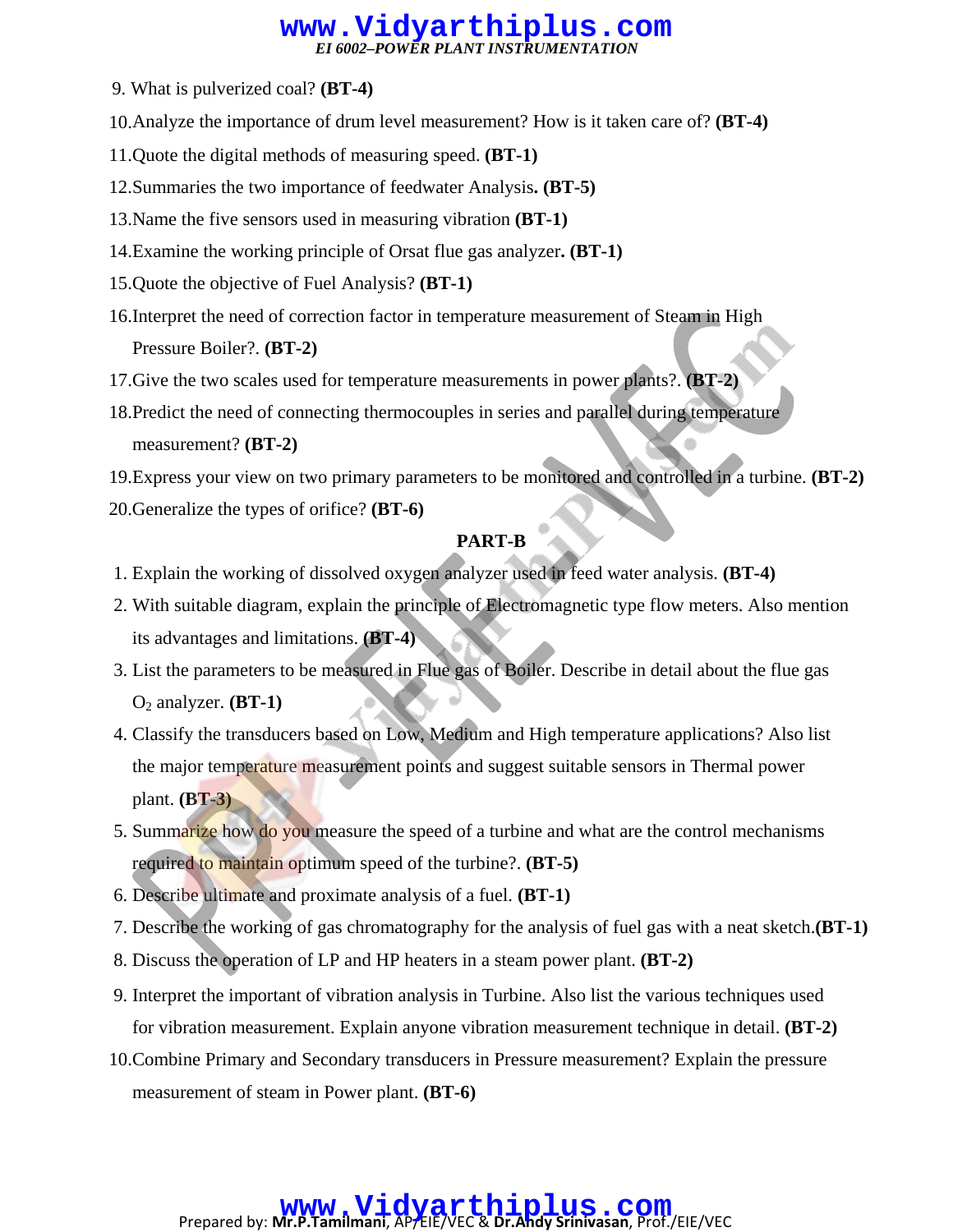9. What is pulverized coal? **(BT-4)**
10. Analyze the importance of drum level measurement? How is it taken care of? **(BT-4)**
11. Quote the digital methods of measuring speed. **(BT-1)**
12. Summaries the two importance of feedwater Analysis**. (BT-5)**
13. Name the five sensors used in measuring vibration **(BT-1)**
14. Examine the working principle of Orsat flue gas analyzer**. (BT-1)**
15. Quote the objective of Fuel Analysis? **(BT-1)**
16. Interpret the need of correction factor in temperature measurement of Steam in High Pressure Boiler?. **(BT-2)**
17. Give the two scales used for temperature measurements in power plants?. **(BT-2)**
18. Predict the need of connecting thermocouples in series and parallel during temperature measurement? **(BT-2)**
19. Express your view on two primary parameters to be monitored and controlled in a turbine. **(BT-2)**
20. Generalize the types of orifice? **(BT-6)**

## PART-B

1. Explain the working of dissolved oxygen analyzer used in feed water analysis. **(BT-4)**
2. With suitable diagram, explain the principle of Electromagnetic type flow meters. Also mention its advantages and limitations. **(BT-4)**
3. List the parameters to be measured in Flue gas of Boiler. Describe in detail about the flue gas $O_2$ analyzer. **(BT-1)**
4. Classify the transducers based on Low, Medium and High temperature applications? Also list the major temperature measurement points and suggest suitable sensors in Thermal power plant. **(BT-3)**
5. Summarize how do you measure the speed of a turbine and what are the control mechanisms required to maintain optimum speed of the turbine?. **(BT-5)**
6. Describe ultimate and proximate analysis of a fuel. **(BT-1)**
7. Describe the working of gas chromatography for the analysis of fuel gas with a neat sketch.**(BT-1)**
8. Discuss the operation of LP and HP heaters in a steam power plant. **(BT-2)**
9. Interpret the important of vibration analysis in Turbine. Also list the various techniques used for vibration measurement. Explain anyone vibration measurement technique in detail. **(BT-2)**
10. Combine Primary and Secondary transducers in Pressure measurement? Explain the pressure measurement of steam in Power plant. **(BT-6)**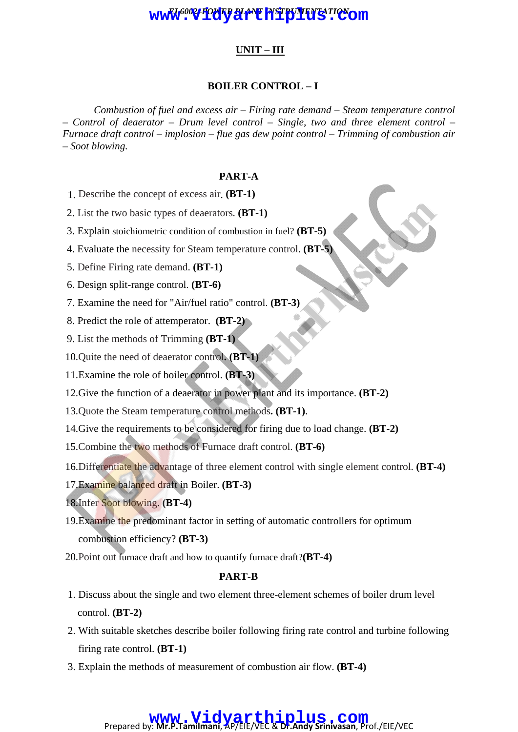## UNIT – III

### BOILER CONTROL – I

*Combustion of fuel and excess air – Firing rate demand – Steam temperature control – Control of deaerator – Drum level control – Single, two and three element control – Furnace draft control – implosion – flue gas dew point control – Trimming of combustion air – Soot blowing.*

### PART-A

1. Describe the concept of excess air. **(BT-1)**
2. List the two basic types of deaerators. **(BT-1)**
3. Explain stoichiometric condition of combustion in fuel? **(BT-5)**
4. Evaluate the necessity for Steam temperature control. **(BT-5)**
5. Define Firing rate demand. **(BT-1)**
6. Design split-range control. **(BT-6)**
7. Examine the need for "Air/fuel ratio" control. **(BT-3)**
8. Predict the role of attemperator. **(BT-2)**
9. List the methods of Trimming **(BT-1)**
10. Quite the need of deaerator control. **(BT-1)**
11. Examine the role of boiler control. **(BT-3)**
12. Give the function of a deaerator in power plant and its importance. **(BT-2)**
13. Quote the Steam temperature control methods. **(BT-1)**.
14. Give the requirements to be considered for firing due to load change. **(BT-2)**
15. Combine the two methods of Furnace draft control. **(BT-6)**
16. Differentiate the advantage of three element control with single element control. **(BT-4)**
17. Examine balanced draft in Boiler. **(BT-3)**
18. Infer Soot blowing. **(BT-4)**
19. Examine the predominant factor in setting of automatic controllers for optimum combustion efficiency? **(BT-3)**
20. Point out furnace draft and how to quantify furnace draft?**(BT-4)**

### PART-B

1. Discuss about the single and two element three-element schemes of boiler drum level control. **(BT-2)**
2. With suitable sketches describe boiler following firing rate control and turbine following firing rate control. **(BT-1)**
3. Explain the methods of measurement of combustion air flow. **(BT-4)**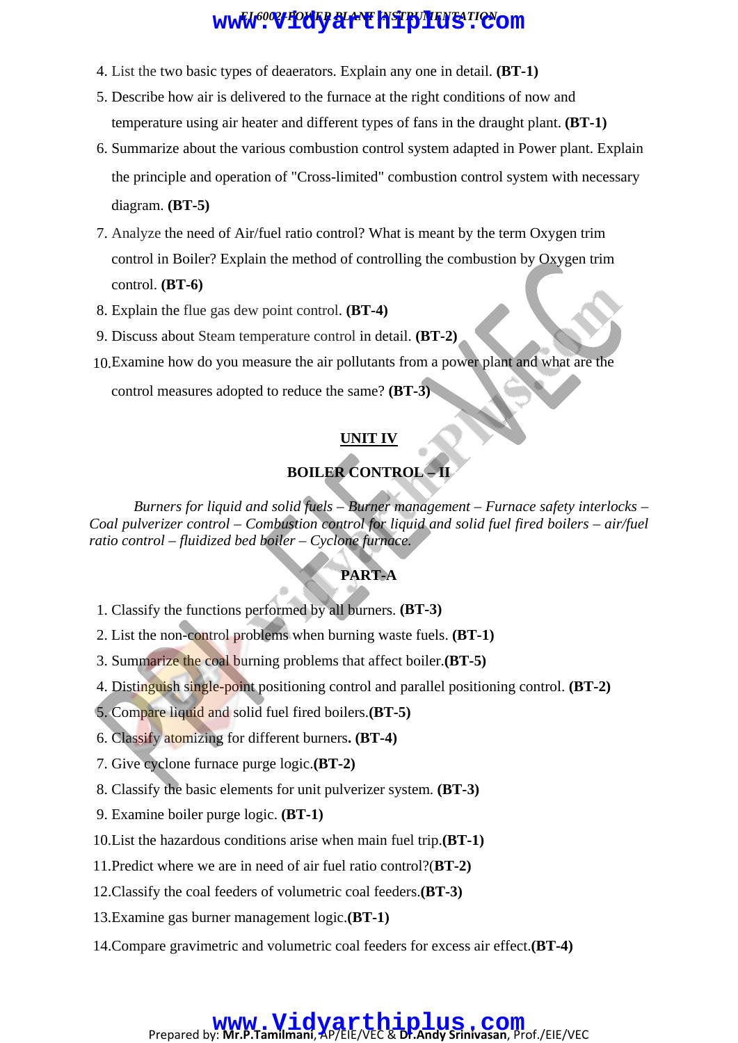4. List the two basic types of deaerators. Explain any one in detail. **(BT-1)**
5. Describe how air is delivered to the furnace at the right conditions of now and temperature using air heater and different types of fans in the draught plant. **(BT-1)**
6. Summarize about the various combustion control system adapted in Power plant. Explain the principle and operation of "Cross-limited" combustion control system with necessary diagram. **(BT-5)**
7. Analyze the need of Air/fuel ratio control? What is meant by the term Oxygen trim control in Boiler? Explain the method of controlling the combustion by Oxygen trim control. **(BT-6)**
8. Explain the flue gas dew point control. **(BT-4)**
9. Discuss about Steam temperature control in detail. **(BT-2)**
10. Examine how do you measure the air pollutants from a power plant and what are the control measures adopted to reduce the same? **(BT-3)**

## UNIT IV

## BOILER CONTROL – II

*Burners for liquid and solid fuels – Burner management – Furnace safety interlocks – Coal pulverizer control – Combustion control for liquid and solid fuel fired boilers – air/fuel ratio control – fluidized bed boiler – Cyclone furnace.*

### PART-A

1. Classify the functions performed by all burners. **(BT-3)**
2. List the non-control problems when burning waste fuels. **(BT-1)**
3. Summarize the coal burning problems that affect boiler.**(BT-5)**
4. Distinguish single-point positioning control and parallel positioning control. **(BT-2)**
5. Compare liquid and solid fuel fired boilers.**(BT-5)**
6. Classify atomizing for different burners**. (BT-4)**
7. Give cyclone furnace purge logic.**(BT-2)**
8. Classify the basic elements for unit pulverizer system. **(BT-3)**
9. Examine boiler purge logic. **(BT-1)**
10. List the hazardous conditions arise when main fuel trip.**(BT-1)**
11. Predict where we are in need of air fuel ratio control?(**BT-2)**
12. Classify the coal feeders of volumetric coal feeders.**(BT-3)**
13. Examine gas burner management logic.**(BT-1)**
14. Compare gravimetric and volumetric coal feeders for excess air effect.**(BT-4)**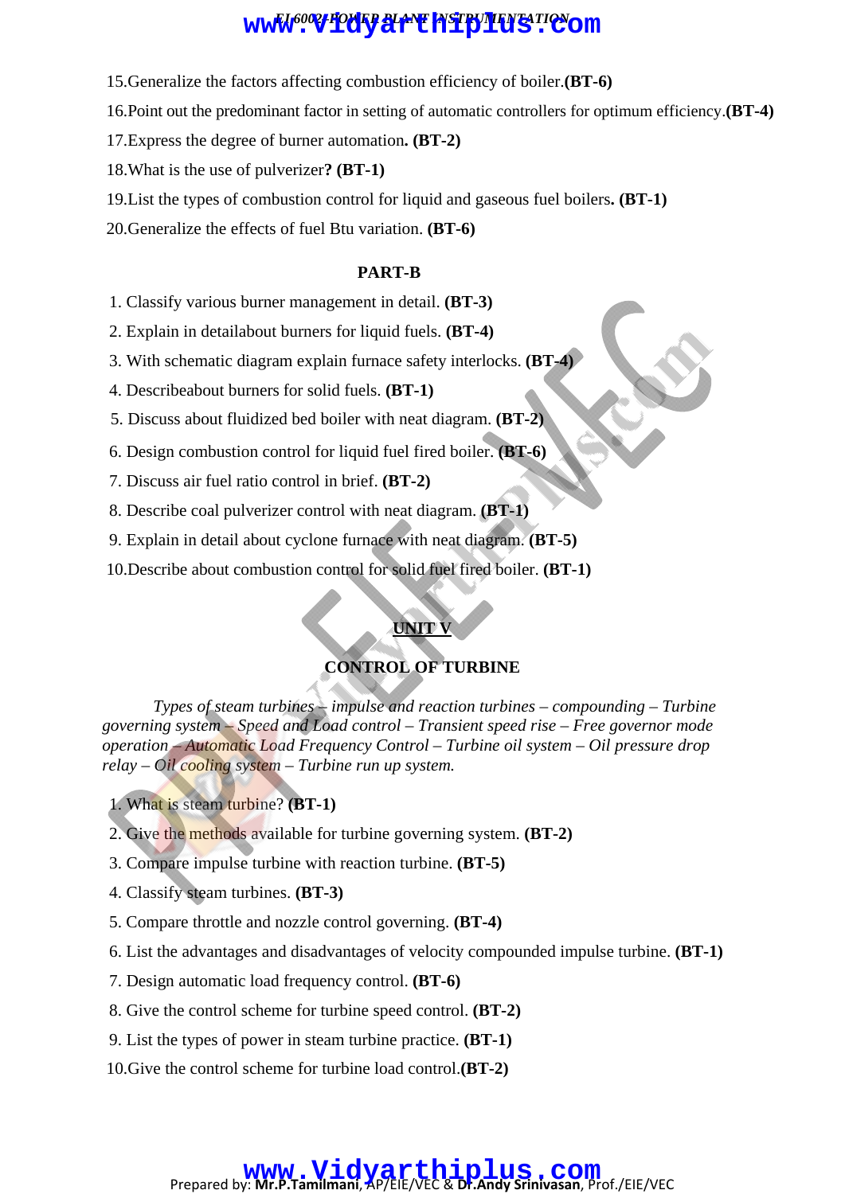15.Generalize the factors affecting combustion efficiency of boiler.**(BT-6)**

16.Point out the predominant factor in setting of automatic controllers for optimum efficiency.**(BT-4)**

17.Express the degree of burner automation**. (BT-2)**

18.What is the use of pulverizer**? (BT-1)**

19.List the types of combustion control for liquid and gaseous fuel boilers**. (BT-1)**

20.Generalize the effects of fuel Btu variation. **(BT-6)**

**PART-B**

1. Classify various burner management in detail. **(BT-3)**
2. Explain in detailabout burners for liquid fuels. **(BT-4)**
3. With schematic diagram explain furnace safety interlocks. **(BT-4)**
4. Describeabout burners for solid fuels. **(BT-1)**
5. Discuss about fluidized bed boiler with neat diagram. **(BT-2)**
6. Design combustion control for liquid fuel fired boiler. **(BT-6)**
7. Discuss air fuel ratio control in brief. **(BT-2)**
8. Describe coal pulverizer control with neat diagram. **(BT-1)**
9. Explain in detail about cyclone furnace with neat diagram. **(BT-5)**
10. Describe about combustion control for solid fuel fired boiler. **(BT-1)**

## UNIT V

## CONTROL OF TURBINE

*Types of steam turbines – impulse and reaction turbines – compounding – Turbine governing system – Speed and Load control – Transient speed rise – Free governor mode operation – Automatic Load Frequency Control – Turbine oil system – Oil pressure drop relay – Oil cooling system – Turbine run up system.*

1. What is steam turbine? **(BT-1)**
2. Give the methods available for turbine governing system. **(BT-2)**
3. Compare impulse turbine with reaction turbine. **(BT-5)**
4. Classify steam turbines. **(BT-3)**
5. Compare throttle and nozzle control governing. **(BT-4)**
6. List the advantages and disadvantages of velocity compounded impulse turbine. **(BT-1)**
7. Design automatic load frequency control. **(BT-6)**
8. Give the control scheme for turbine speed control. **(BT-2)**
9. List the types of power in steam turbine practice. **(BT-1)**
10. Give the control scheme for turbine load control.**(BT-2)**

Prepared by: **Mr.P.Tamilmani**, AP/EIE/VEC & **Dr.Andy Srinivasan**, Prof./EIE/VEC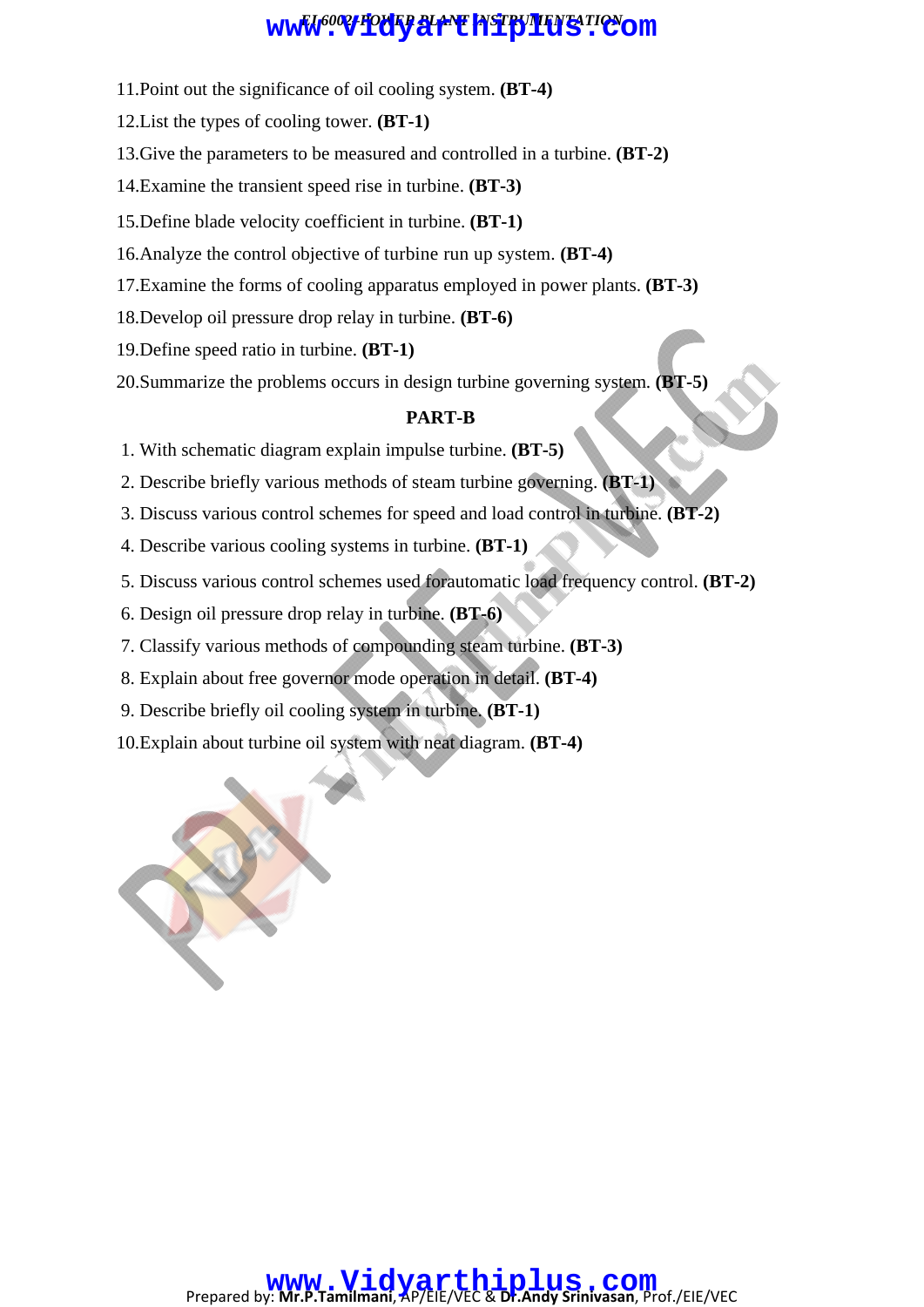11.Point out the significance of oil cooling system. **(BT-4)**

12.List the types of cooling tower. **(BT-1)**

13.Give the parameters to be measured and controlled in a turbine. **(BT-2)**

14.Examine the transient speed rise in turbine. **(BT-3)**

15.Define blade velocity coefficient in turbine. **(BT-1)**

16.Analyze the control objective of turbine run up system. **(BT-4)**

17.Examine the forms of cooling apparatus employed in power plants. **(BT-3)**

18.Develop oil pressure drop relay in turbine. **(BT-6)**

19.Define speed ratio in turbine. **(BT-1)**

20.Summarize the problems occurs in design turbine governing system. **(BT-5)**

**PART-B**

1. With schematic diagram explain impulse turbine. **(BT-5)**
2. Describe briefly various methods of steam turbine governing. **(BT-1)**
3. Discuss various control schemes for speed and load control in turbine. **(BT-2)**
4. Describe various cooling systems in turbine. **(BT-1)**
5. Discuss various control schemes used forautomatic load frequency control. **(BT-2)**
6. Design oil pressure drop relay in turbine. **(BT-6)**
7. Classify various methods of compounding steam turbine. **(BT-3)**
8. Explain about free governor mode operation in detail. **(BT-4)**
9. Describe briefly oil cooling system in turbine. **(BT-1)**
10. Explain about turbine oil system with neat diagram. **(BT-4)**